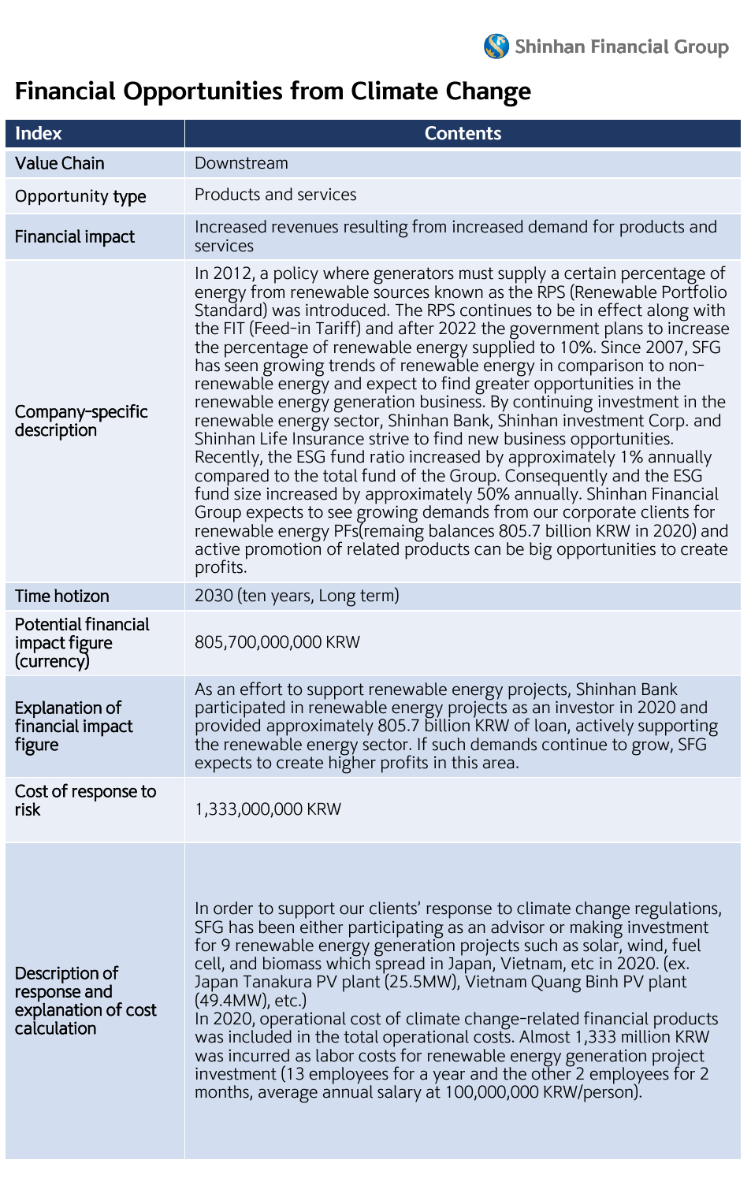# Financial Opportunities from Climate Change

| Index | Contents |
|---|---|
| Value Chain | Downstream |
| Opportunity type | Products and services |
| Financial impact | Increased revenues resulting from increased demand for products and services |
| Company-specific description | In 2012, a policy where generators must supply a certain percentage of energy from renewable sources known as the RPS (Renewable Portfolio Standard) was introduced. The RPS continues to be in effect along with the FIT (Feed-in Tariff) and after 2022 the government plans to increase the percentage of renewable energy supplied to 10%. Since 2007, SFG has seen growing trends of renewable energy in comparison to non-renewable energy and expect to find greater opportunities in the renewable energy generation business. By continuing investment in the renewable energy sector, Shinhan Bank, Shinhan investment Corp. and Shinhan Life Insurance strive to find new business opportunities. Recently, the ESG fund ratio increased by approximately 1% annually compared to the total fund of the Group. Consequently and the ESG fund size increased by approximately 50% annually. Shinhan Financial Group expects to see growing demands from our corporate clients for renewable energy PFs(remaing balances 805.7 billion KRW in 2020) and active promotion of related products can be big opportunities to create profits. |
| Time hotizon | 2030 (ten years, Long term) |
| Potential financial impact figure (currency) | 805,700,000,000 KRW |
| Explanation of financial impact figure | As an effort to support renewable energy projects, Shinhan Bank participated in renewable energy projects as an investor in 2020 and provided approximately 805.7 billion KRW of loan, actively supporting the renewable energy sector. If such demands continue to grow, SFG expects to create higher profits in this area. |
| Cost of response to risk | 1,333,000,000 KRW |
| Description of response and explanation of cost calculation | In order to support our clients' response to climate change regulations, SFG has been either participating as an advisor or making investment for 9 renewable energy generation projects such as solar, wind, fuel cell, and biomass which spread in Japan, Vietnam, etc in 2020. (ex. Japan Tanakura PV plant (25.5MW), Vietnam Quang Binh PV plant (49.4MW), etc.)<br>In 2020, operational cost of climate change-related financial products was included in the total operational costs. Almost 1,333 million KRW was incurred as labor costs for renewable energy generation project investment (13 employees for a year and the other 2 employees for 2 months, average annual salary at 100,000,000 KRW/person). |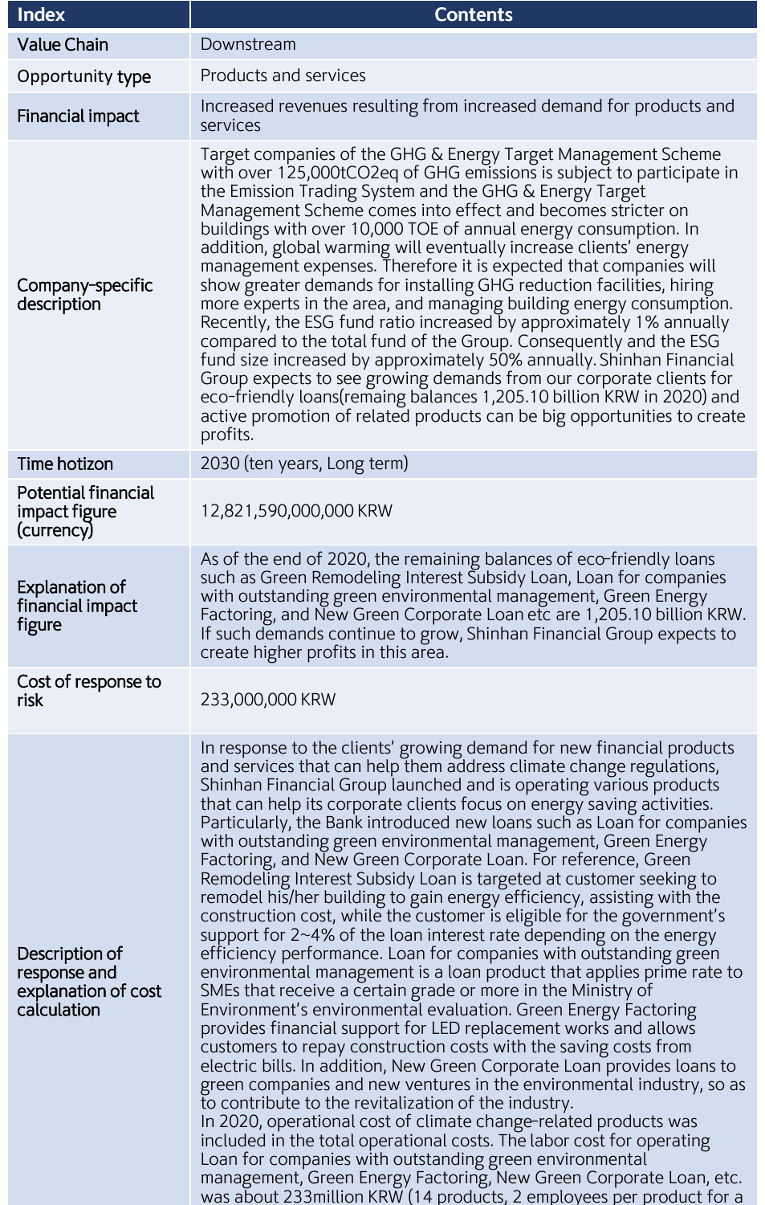| Index | Contents |
| --- | --- |
| Value Chain | Downstream |
| Opportunity type | Products and services |
| Financial impact | Increased revenues resulting from increased demand for products and services |
| Company-specific description | Target companies of the GHG & Energy Target Management Scheme with over 125,000tCO2eq of GHG emissions is subject to participate in the Emission Trading System and the GHG & Energy Target Management Scheme comes into effect and becomes stricter on buildings with over 10,000 TOE of annual energy consumption. In addition, global warming will eventually increase clients' energy management expenses. Therefore it is expected that companies will show greater demands for installing GHG reduction facilities, hiring more experts in the area, and managing building energy consumption. Recently, the ESG fund ratio increased by approximately 1% annually compared to the total fund of the Group. Consequently and the ESG fund size increased by approximately 50% annually. Shinhan Financial Group expects to see growing demands from our corporate clients for eco-friendly loans(remaing balances 1,205.10 billion KRW in 2020) and active promotion of related products can be big opportunities to create profits. |
| Time hotizon | 2030 (ten years, Long term) |
| Potential financial impact figure (currency) | 12,821,590,000,000 KRW |
| Explanation of financial impact figure | As of the end of 2020, the remaining balances of eco-friendly loans such as Green Remodeling Interest Subsidy Loan, Loan for companies with outstanding green environmental management, Green Energy Factoring, and New Green Corporate Loan etc are 1,205.10 billion KRW. If such demands continue to grow, Shinhan Financial Group expects to create higher profits in this area. |
| Cost of response to risk | 233,000,000 KRW |
| Description of response and explanation of cost calculation | In response to the clients' growing demand for new financial products and services that can help them address climate change regulations, Shinhan Financial Group launched and is operating various products that can help its corporate clients focus on energy saving activities. Particularly, the Bank introduced new loans such as Loan for companies with outstanding green environmental management, Green Energy Factoring, and New Green Corporate Loan. For reference, Green Remodeling Interest Subsidy Loan is targeted at customer seeking to remodel his/her building to gain energy efficiency, assisting with the construction cost, while the customer is eligible for the government's support for 2~4% of the loan interest rate depending on the energy efficiency performance. Loan for companies with outstanding green environmental management is a loan product that applies prime rate to SMEs that receive a certain grade or more in the Ministry of Environment's environmental evaluation. Green Energy Factoring provides financial support for LED replacement works and allows customers to repay construction costs with the saving costs from electric bills. In addition, New Green Corporate Loan provides loans to green companies and new ventures in the environmental industry, so as to contribute to the revitalization of the industry.<br>In 2020, operational cost of climate change-related products was included in the total operational costs. The labor cost for operating Loan for companies with outstanding green environmental management, Green Energy Factoring, New Green Corporate Loan, etc. was about 233million KRW (14 products, 2 employees per product for a |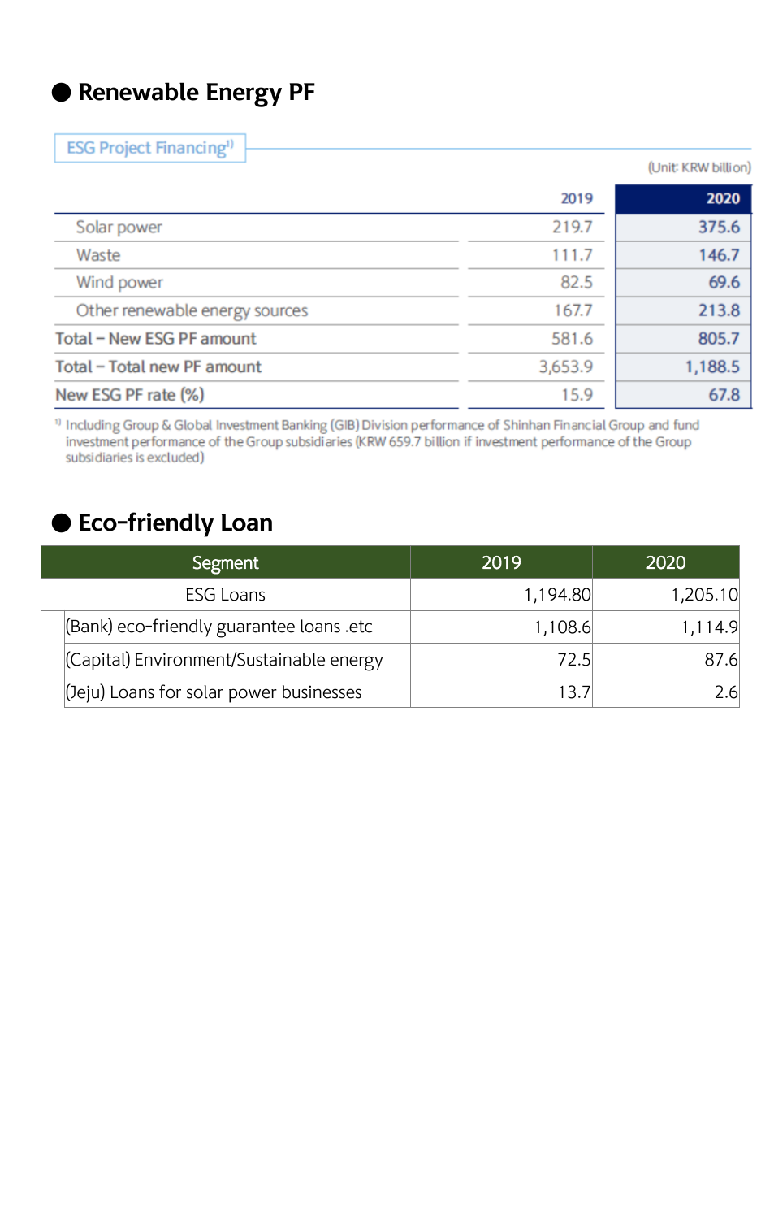## ● Renewable Energy PF

ESG Project Financing[1)]

(Unit: KRW billion)

| | 2019 | 2020 |
|---|---|---|
| Solar power | 219.7 | 375.6 |
| Waste | 111.7 | 146.7 |
| Wind power | 82.5 | 69.6 |
| Other renewable energy sources | 167.7 | 213.8 |
| Total – New ESG PF amount | 581.6 | 805.7 |
| Total – Total new PF amount | 3,653.9 | 1,188.5 |
| New ESG PF rate (%) | 15.9 | 67.8 |

[1)] Including Group & Global Investment Banking (GIB) Division performance of Shinhan Financial Group and fund investment performance of the Group subsidiaries (KRW 659.7 billion if investment performance of the Group subsidiaries is excluded)

## ● Eco-friendly Loan

| Segment | 2019 | 2020 |
|---|---|---|
| ESG Loans | 1,194.80 | 1,205.10 |
| (Bank) eco-friendly guarantee loans .etc | 1,108.6 | 1,114.9 |
| (Capital) Environment/Sustainable energy | 72.5 | 87.6 |
| (Jeju) Loans for solar power businesses | 13.7 | 2.6 |